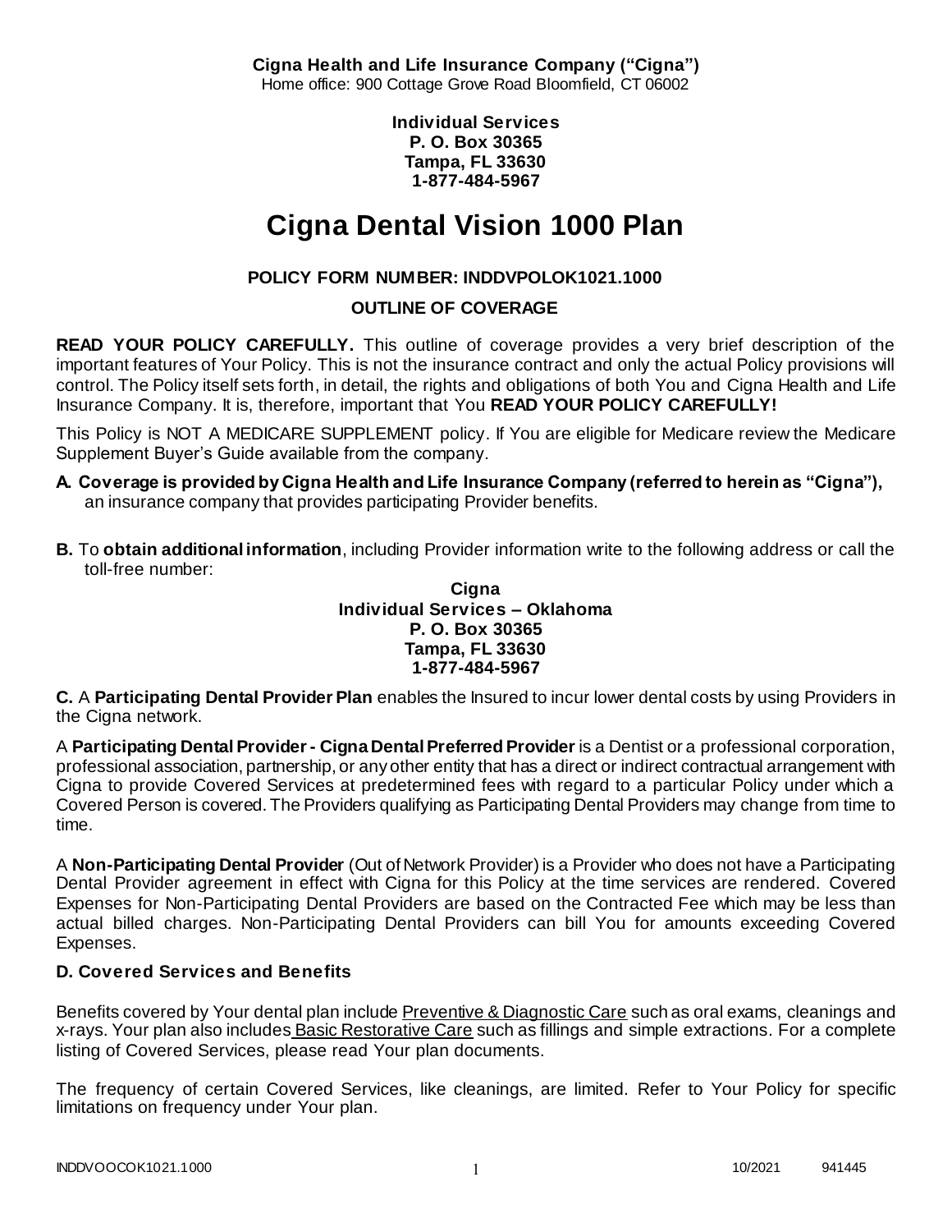**Cigna Health and Life Insurance Company ("Cigna")**
Home office: 900 Cottage Grove Road Bloomfield, CT 06002

**Individual Services**
**P. O. Box 30365**
**Tampa, FL 33630**
**1-877-484-5967**

# Cigna Dental Vision 1000 Plan

**POLICY FORM NUMBER: INDDVPOLOK1021.1000**

**OUTLINE OF COVERAGE**

**READ YOUR POLICY CAREFULLY.** This outline of coverage provides a very brief description of the important features of Your Policy. This is not the insurance contract and only the actual Policy provisions will control. The Policy itself sets forth, in detail, the rights and obligations of both You and Cigna Health and Life Insurance Company. It is, therefore, important that You **READ YOUR POLICY CAREFULLY!**

This Policy is NOT A MEDICARE SUPPLEMENT policy. If You are eligible for Medicare review the Medicare Supplement Buyer's Guide available from the company.

**A. Coverage is provided by Cigna Health and Life Insurance Company (referred to herein as "Cigna"),** an insurance company that provides participating Provider benefits.

**B.** To **obtain additional information**, including Provider information write to the following address or call the toll-free number:

**Cigna**
**Individual Services – Oklahoma**
**P. O. Box 30365**
**Tampa, FL 33630**
**1-877-484-5967**

**C.** A **Participating Dental Provider Plan** enables the Insured to incur lower dental costs by using Providers in the Cigna network.

A **Participating Dental Provider - Cigna Dental Preferred Provider** is a Dentist or a professional corporation, professional association, partnership, or any other entity that has a direct or indirect contractual arrangement with Cigna to provide Covered Services at predetermined fees with regard to a particular Policy under which a Covered Person is covered. The Providers qualifying as Participating Dental Providers may change from time to time.

A **Non-Participating Dental Provider** (Out of Network Provider) is a Provider who does not have a Participating Dental Provider agreement in effect with Cigna for this Policy at the time services are rendered. Covered Expenses for Non-Participating Dental Providers are based on the Contracted Fee which may be less than actual billed charges. Non-Participating Dental Providers can bill You for amounts exceeding Covered Expenses.

**D. Covered Services and Benefits**

Benefits covered by Your dental plan include Preventive & Diagnostic Care such as oral exams, cleanings and x-rays. Your plan also includes Basic Restorative Care such as fillings and simple extractions. For a complete listing of Covered Services, please read Your plan documents.

The frequency of certain Covered Services, like cleanings, are limited. Refer to Your Policy for specific limitations on frequency under Your plan.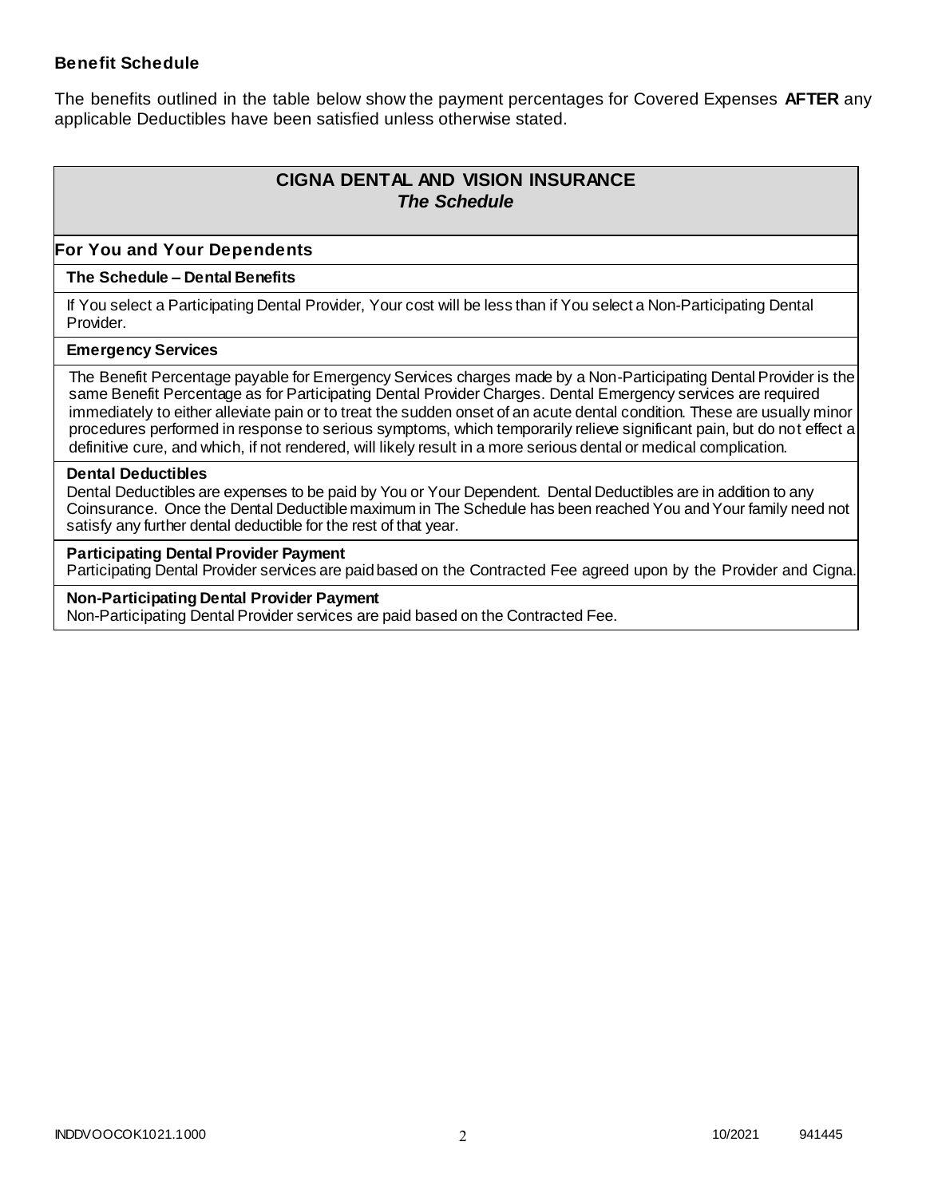**Benefit Schedule**

The benefits outlined in the table below show the payment percentages for Covered Expenses **AFTER** any applicable Deductibles have been satisfied unless otherwise stated.

## CIGNA DENTAL AND VISION INSURANCE
### *The Schedule*

### For You and Your Dependents

**The Schedule – Dental Benefits**

If You select a Participating Dental Provider, Your cost will be less than if You select a Non-Participating Dental Provider.

**Emergency Services**

The Benefit Percentage payable for Emergency Services charges made by a Non-Participating Dental Provider is the same Benefit Percentage as for Participating Dental Provider Charges. Dental Emergency services are required immediately to either alleviate pain or to treat the sudden onset of an acute dental condition. These are usually minor procedures performed in response to serious symptoms, which temporarily relieve significant pain, but do not effect a definitive cure, and which, if not rendered, will likely result in a more serious dental or medical complication.

**Dental Deductibles**

Dental Deductibles are expenses to be paid by You or Your Dependent. Dental Deductibles are in addition to any Coinsurance. Once the Dental Deductible maximum in The Schedule has been reached You and Your family need not satisfy any further dental deductible for the rest of that year.

**Participating Dental Provider Payment**

Participating Dental Provider services are paid based on the Contracted Fee agreed upon by the Provider and Cigna.

**Non-Participating Dental Provider Payment**

Non-Participating Dental Provider services are paid based on the Contracted Fee.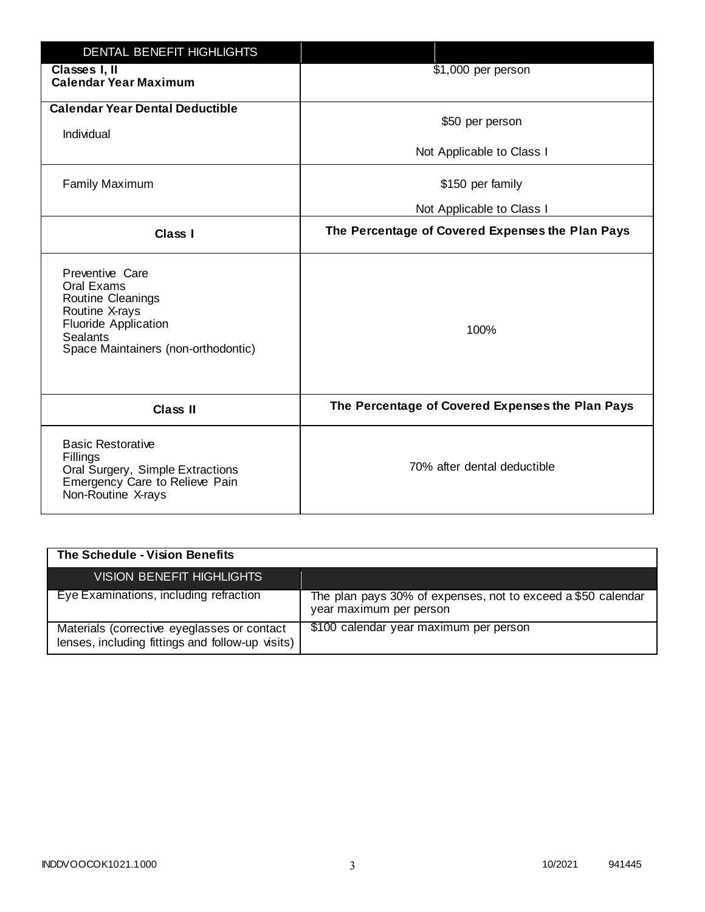| DENTAL BENEFIT HIGHLIGHTS | |
|---|---|
| **Classes I, II**<br>**Calendar Year Maximum** | $1,000 per person |
| **Calendar Year Dental Deductible**<br>Individual | \$50 per person<br><br>Not Applicable to Class I |
| Family Maximum | \$150 per family<br><br>Not Applicable to Class I |
| **Class I** | **The Percentage of Covered Expenses the Plan Pays** |
| Preventive Care<br>Oral Exams<br>Routine Cleanings<br>Routine X-rays<br>Fluoride Application<br>Sealants<br>Space Maintainers (non-orthodontic) | 100% |
| **Class II** | **The Percentage of Covered Expenses the Plan Pays** |
| Basic Restorative<br>Fillings<br>Oral Surgery, Simple Extractions<br>Emergency Care to Relieve Pain<br>Non-Routine X-rays | 70% after dental deductible |

| **The Schedule - Vision Benefits** | |
|---|---|
| VISION BENEFIT HIGHLIGHTS | |
| Eye Examinations, including refraction | The plan pays 30% of expenses, not to exceed a \$50 calendar year maximum per person |
| Materials (corrective eyeglasses or contact lenses, including fittings and follow-up visits) | \$100 calendar year maximum per person |

INDDVOOCOK1021.1000 10/2021 941445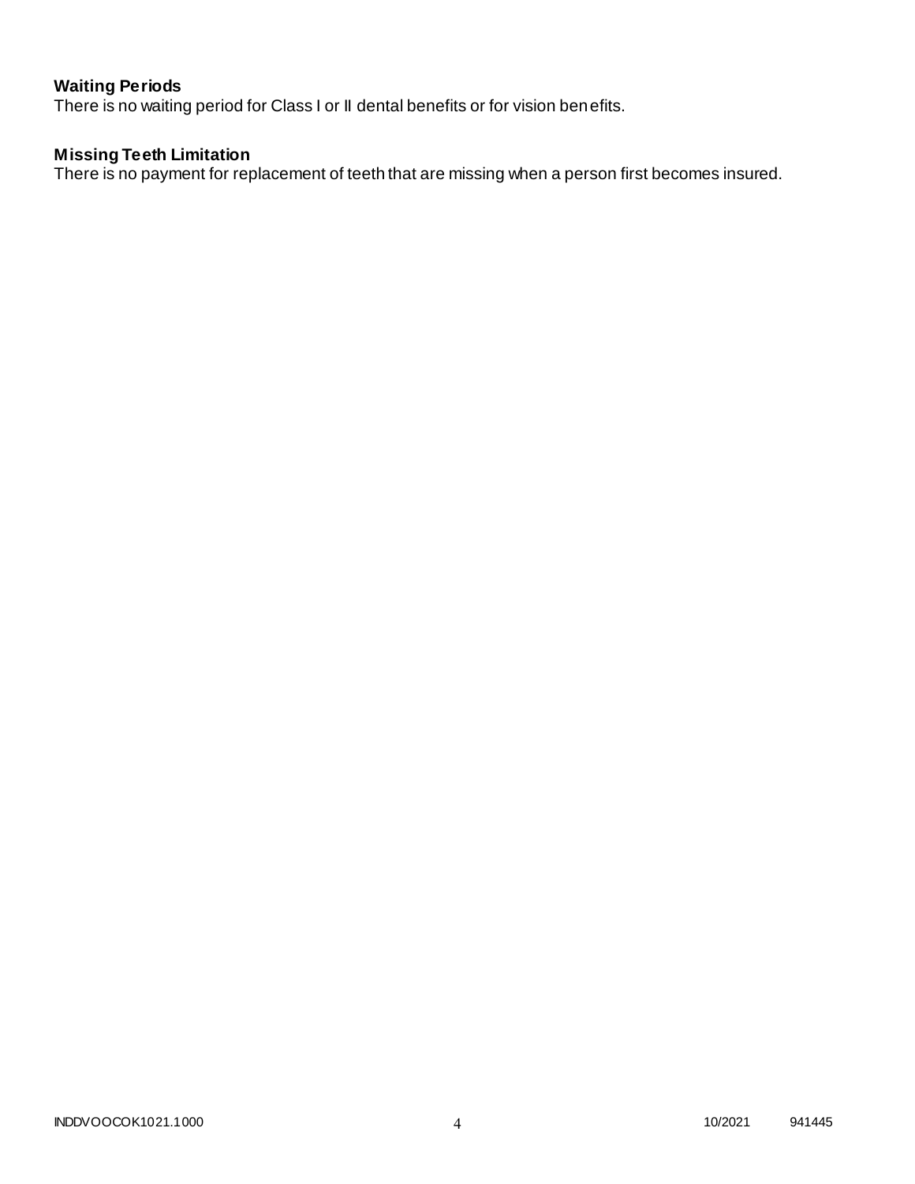**Waiting Periods**
There is no waiting period for Class I or II dental benefits or for vision benefits.

**Missing Teeth Limitation**
There is no payment for replacement of teeth that are missing when a person first becomes insured.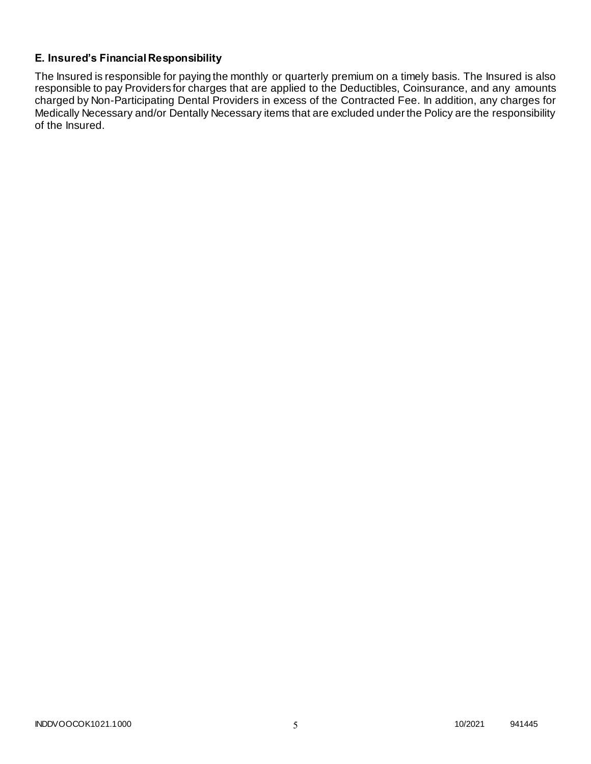### E. Insured's Financial Responsibility

The Insured is responsible for paying the monthly or quarterly premium on a timely basis. The Insured is also responsible to pay Providers for charges that are applied to the Deductibles, Coinsurance, and any amounts charged by Non-Participating Dental Providers in excess of the Contracted Fee. In addition, any charges for Medically Necessary and/or Dentally Necessary items that are excluded under the Policy are the responsibility of the Insured.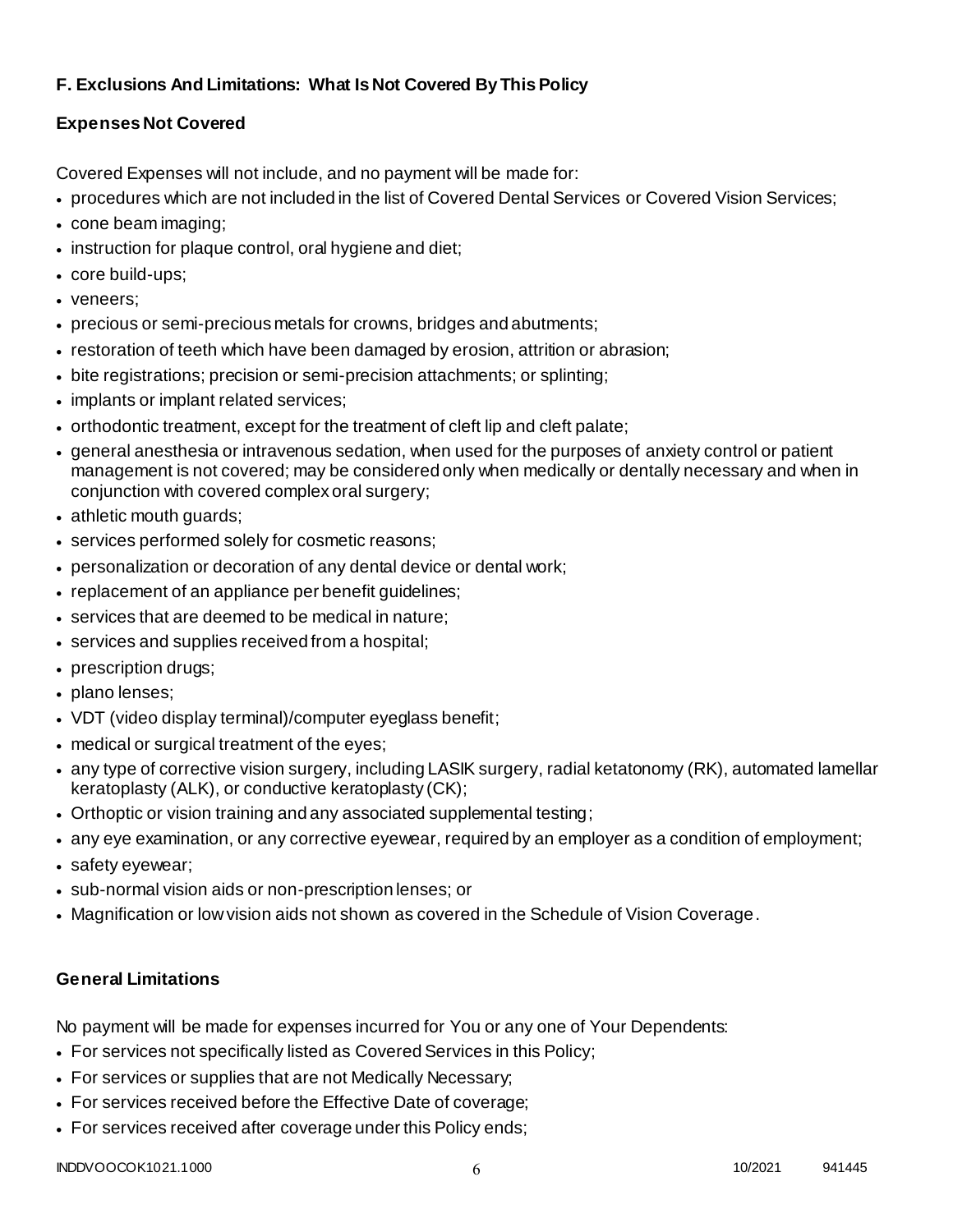### F. Exclusions And Limitations: What Is Not Covered By This Policy

#### Expenses Not Covered

Covered Expenses will not include, and no payment will be made for:

- procedures which are not included in the list of Covered Dental Services or Covered Vision Services;
- cone beam imaging;
- instruction for plaque control, oral hygiene and diet;
- core build-ups;
- veneers;
- precious or semi-precious metals for crowns, bridges and abutments;
- restoration of teeth which have been damaged by erosion, attrition or abrasion;
- bite registrations; precision or semi-precision attachments; or splinting;
- implants or implant related services;
- orthodontic treatment, except for the treatment of cleft lip and cleft palate;
- general anesthesia or intravenous sedation, when used for the purposes of anxiety control or patient management is not covered; may be considered only when medically or dentally necessary and when in conjunction with covered complex oral surgery;
- athletic mouth guards;
- services performed solely for cosmetic reasons;
- personalization or decoration of any dental device or dental work;
- replacement of an appliance per benefit guidelines;
- services that are deemed to be medical in nature;
- services and supplies received from a hospital;
- prescription drugs;
- plano lenses;
- VDT (video display terminal)/computer eyeglass benefit;
- medical or surgical treatment of the eyes;
- any type of corrective vision surgery, including LASIK surgery, radial ketatonomy (RK), automated lamellar keratoplasty (ALK), or conductive keratoplasty (CK);
- Orthoptic or vision training and any associated supplemental testing;
- any eye examination, or any corrective eyewear, required by an employer as a condition of employment;
- safety eyewear;
- sub-normal vision aids or non-prescription lenses; or
- Magnification or low vision aids not shown as covered in the Schedule of Vision Coverage.

#### General Limitations

No payment will be made for expenses incurred for You or any one of Your Dependents:

- For services not specifically listed as Covered Services in this Policy;
- For services or supplies that are not Medically Necessary;
- For services received before the Effective Date of coverage;
- For services received after coverage under this Policy ends;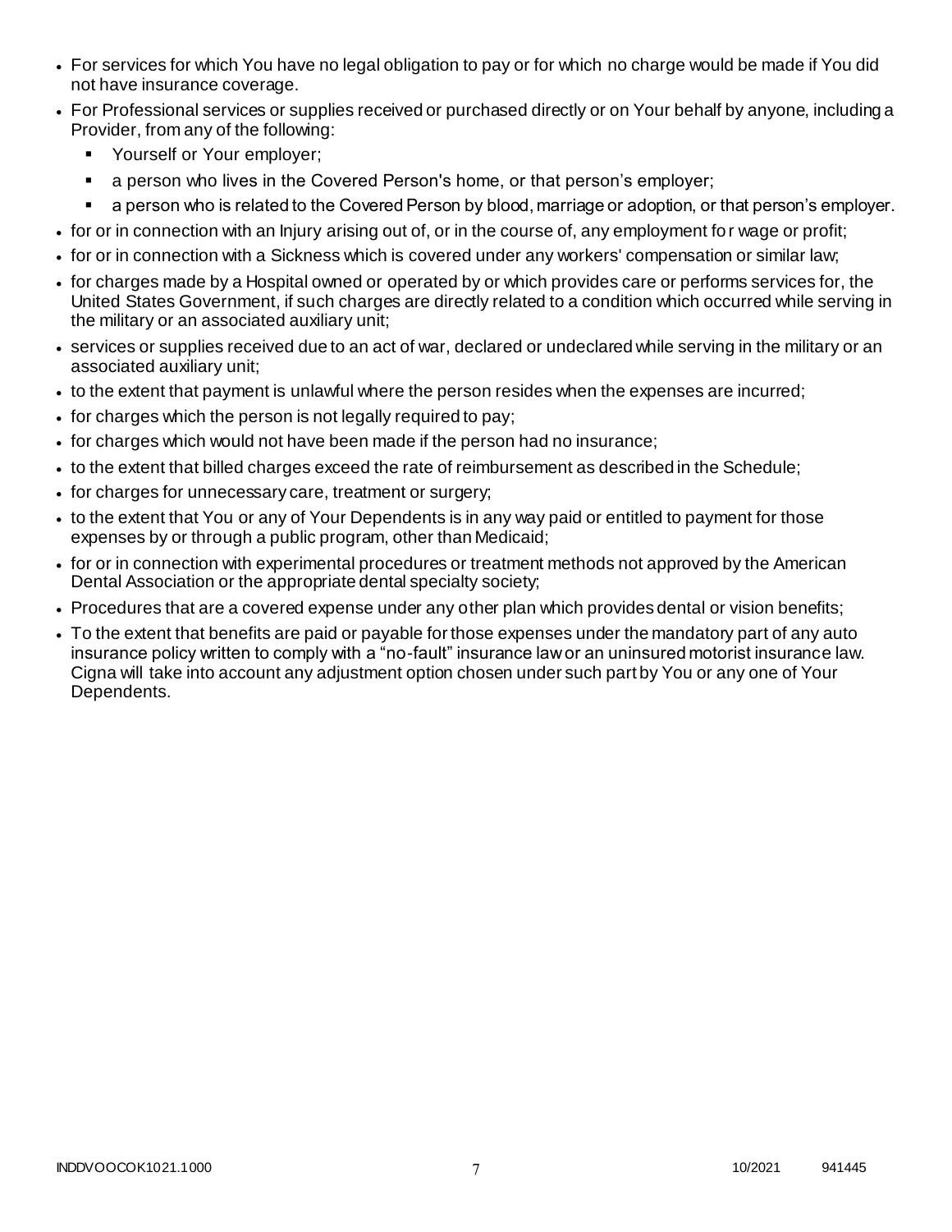- For services for which You have no legal obligation to pay or for which no charge would be made if You did not have insurance coverage.
- For Professional services or supplies received or purchased directly or on Your behalf by anyone, including a Provider, from any of the following:
  - Yourself or Your employer;
  - a person who lives in the Covered Person's home, or that person's employer;
  - a person who is related to the Covered Person by blood, marriage or adoption, or that person's employer.
- for or in connection with an Injury arising out of, or in the course of, any employment for wage or profit;
- for or in connection with a Sickness which is covered under any workers' compensation or similar law;
- for charges made by a Hospital owned or operated by or which provides care or performs services for, the United States Government, if such charges are directly related to a condition which occurred while serving in the military or an associated auxiliary unit;
- services or supplies received due to an act of war, declared or undeclared while serving in the military or an associated auxiliary unit;
- to the extent that payment is unlawful where the person resides when the expenses are incurred;
- for charges which the person is not legally required to pay;
- for charges which would not have been made if the person had no insurance;
- to the extent that billed charges exceed the rate of reimbursement as described in the Schedule;
- for charges for unnecessary care, treatment or surgery;
- to the extent that You or any of Your Dependents is in any way paid or entitled to payment for those expenses by or through a public program, other than Medicaid;
- for or in connection with experimental procedures or treatment methods not approved by the American Dental Association or the appropriate dental specialty society;
- Procedures that are a covered expense under any other plan which provides dental or vision benefits;
- To the extent that benefits are paid or payable for those expenses under the mandatory part of any auto insurance policy written to comply with a "no-fault" insurance law or an uninsured motorist insurance law. Cigna will take into account any adjustment option chosen under such part by You or any one of Your Dependents.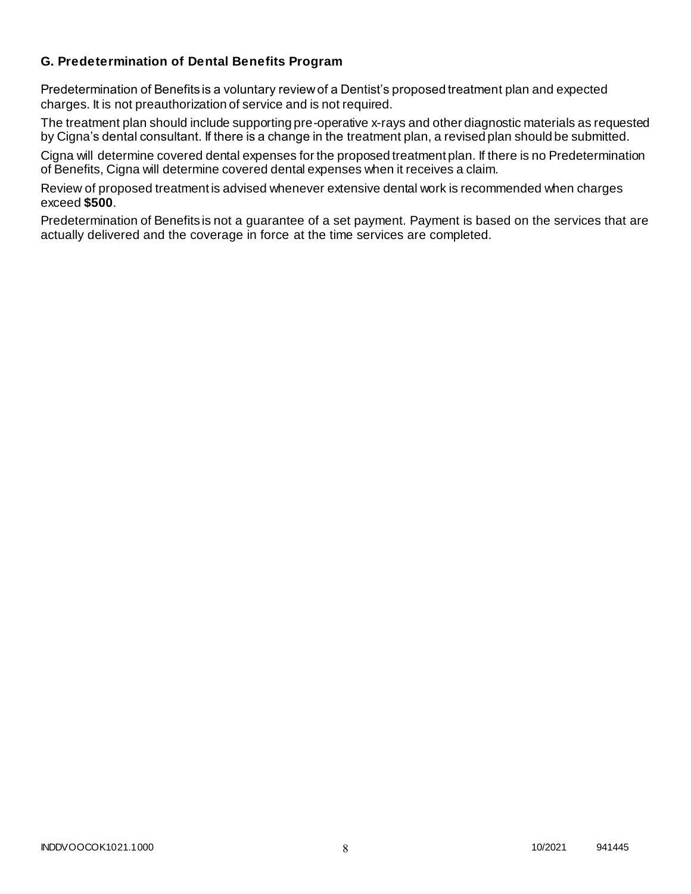### G. Predetermination of Dental Benefits Program

Predetermination of Benefits is a voluntary review of a Dentist's proposed treatment plan and expected charges. It is not preauthorization of service and is not required.

The treatment plan should include supporting pre-operative x-rays and other diagnostic materials as requested by Cigna's dental consultant. If there is a change in the treatment plan, a revised plan should be submitted.

Cigna will determine covered dental expenses for the proposed treatment plan. If there is no Predetermination of Benefits, Cigna will determine covered dental expenses when it receives a claim.

Review of proposed treatment is advised whenever extensive dental work is recommended when charges exceed **$500**.

Predetermination of Benefits is not a guarantee of a set payment. Payment is based on the services that are actually delivered and the coverage in force at the time services are completed.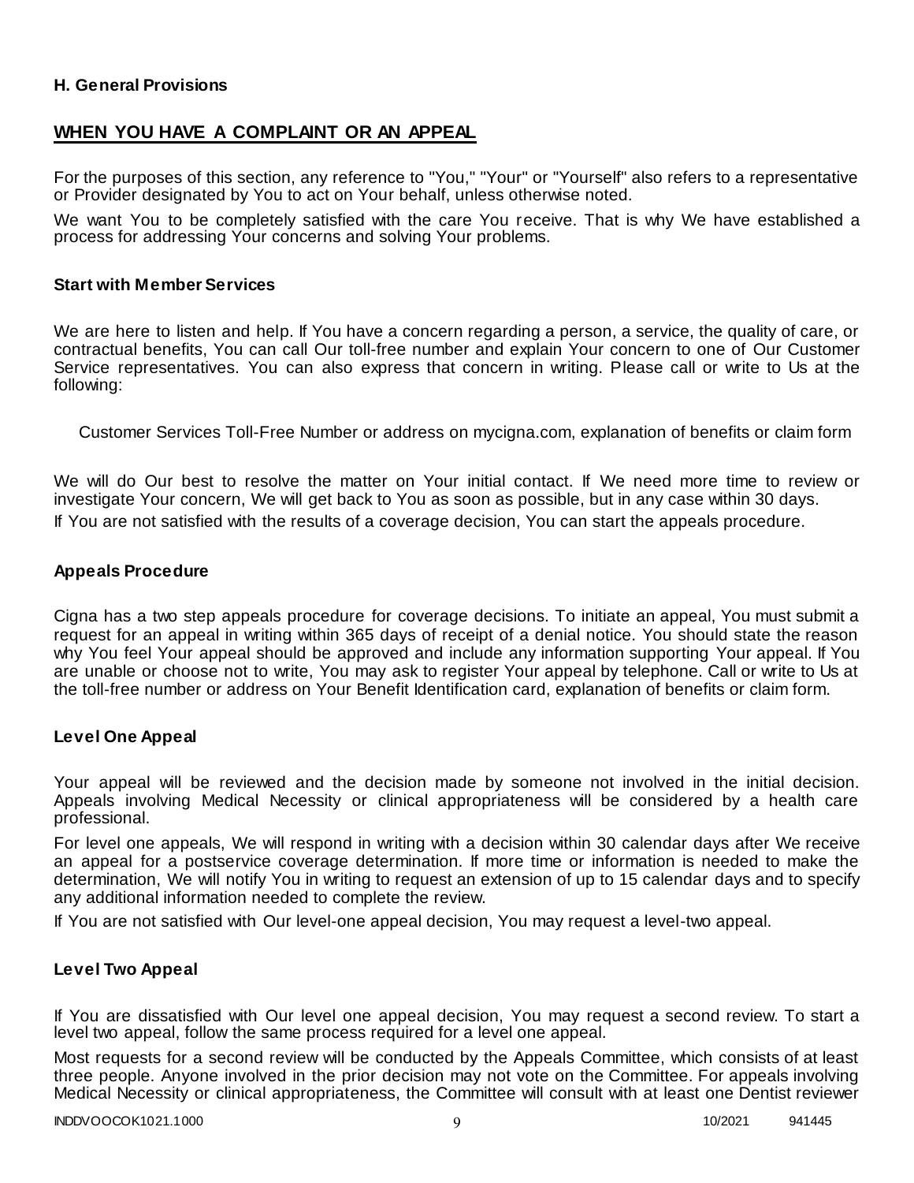### H. General Provisions

## WHEN YOU HAVE A COMPLAINT OR AN APPEAL

For the purposes of this section, any reference to "You," "Your" or "Yourself" also refers to a representative or Provider designated by You to act on Your behalf, unless otherwise noted.

We want You to be completely satisfied with the care You receive. That is why We have established a process for addressing Your concerns and solving Your problems.

### Start with Member Services

We are here to listen and help. If You have a concern regarding a person, a service, the quality of care, or contractual benefits, You can call Our toll-free number and explain Your concern to one of Our Customer Service representatives. You can also express that concern in writing. Please call or write to Us at the following:

Customer Services Toll-Free Number or address on mycigna.com, explanation of benefits or claim form

We will do Our best to resolve the matter on Your initial contact. If We need more time to review or investigate Your concern, We will get back to You as soon as possible, but in any case within 30 days.

If You are not satisfied with the results of a coverage decision, You can start the appeals procedure.

### Appeals Procedure

Cigna has a two step appeals procedure for coverage decisions. To initiate an appeal, You must submit a request for an appeal in writing within 365 days of receipt of a denial notice. You should state the reason why You feel Your appeal should be approved and include any information supporting Your appeal. If You are unable or choose not to write, You may ask to register Your appeal by telephone. Call or write to Us at the toll-free number or address on Your Benefit Identification card, explanation of benefits or claim form.

### Level One Appeal

Your appeal will be reviewed and the decision made by someone not involved in the initial decision. Appeals involving Medical Necessity or clinical appropriateness will be considered by a health care professional.

For level one appeals, We will respond in writing with a decision within 30 calendar days after We receive an appeal for a postservice coverage determination. If more time or information is needed to make the determination, We will notify You in writing to request an extension of up to 15 calendar days and to specify any additional information needed to complete the review.

If You are not satisfied with Our level-one appeal decision, You may request a level-two appeal.

### Level Two Appeal

If You are dissatisfied with Our level one appeal decision, You may request a second review. To start a level two appeal, follow the same process required for a level one appeal.

Most requests for a second review will be conducted by the Appeals Committee, which consists of at least three people. Anyone involved in the prior decision may not vote on the Committee. For appeals involving Medical Necessity or clinical appropriateness, the Committee will consult with at least one Dentist reviewer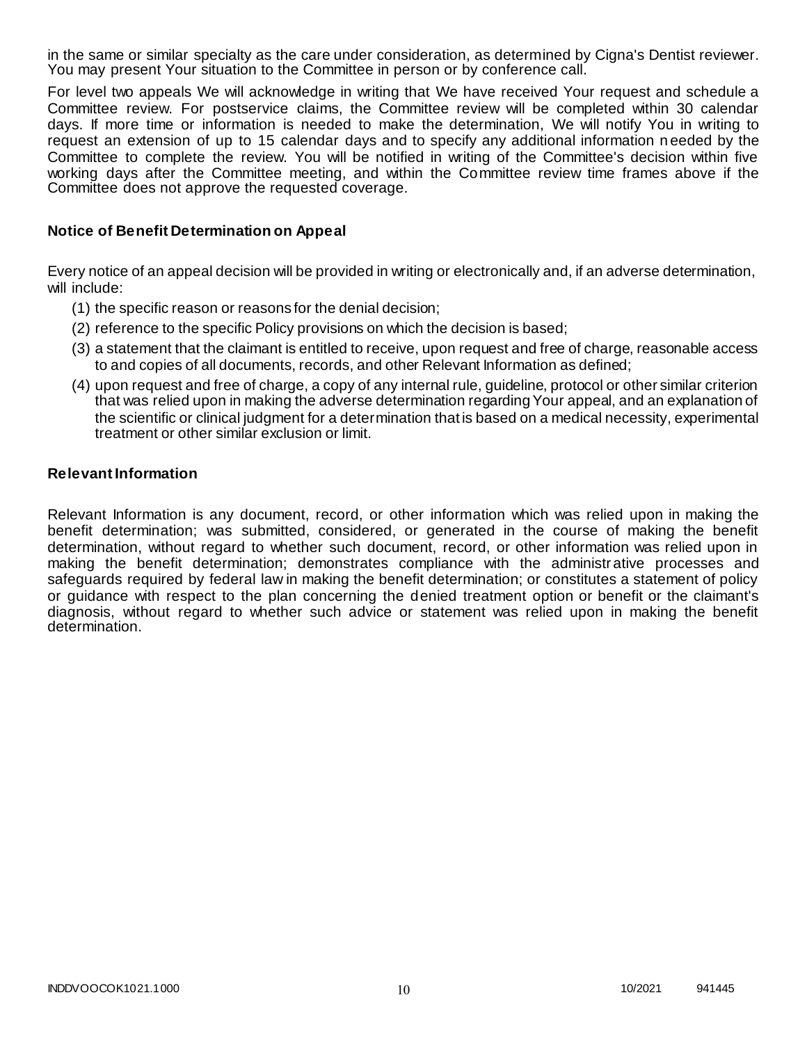in the same or similar specialty as the care under consideration, as determined by Cigna's Dentist reviewer. You may present Your situation to the Committee in person or by conference call.

For level two appeals We will acknowledge in writing that We have received Your request and schedule a Committee review. For postservice claims, the Committee review will be completed within 30 calendar days. If more time or information is needed to make the determination, We will notify You in writing to request an extension of up to 15 calendar days and to specify any additional information needed by the Committee to complete the review. You will be notified in writing of the Committee's decision within five working days after the Committee meeting, and within the Committee review time frames above if the Committee does not approve the requested coverage.

### Notice of Benefit Determination on Appeal

Every notice of an appeal decision will be provided in writing or electronically and, if an adverse determination, will include:

(1) the specific reason or reasons for the denial decision;

(2) reference to the specific Policy provisions on which the decision is based;

(3) a statement that the claimant is entitled to receive, upon request and free of charge, reasonable access to and copies of all documents, records, and other Relevant Information as defined;

(4) upon request and free of charge, a copy of any internal rule, guideline, protocol or other similar criterion that was relied upon in making the adverse determination regarding Your appeal, and an explanation of the scientific or clinical judgment for a determination that is based on a medical necessity, experimental treatment or other similar exclusion or limit.

### Relevant Information

Relevant Information is any document, record, or other information which was relied upon in making the benefit determination; was submitted, considered, or generated in the course of making the benefit determination, without regard to whether such document, record, or other information was relied upon in making the benefit determination; demonstrates compliance with the administrative processes and safeguards required by federal law in making the benefit determination; or constitutes a statement of policy or guidance with respect to the plan concerning the denied treatment option or benefit or the claimant's diagnosis, without regard to whether such advice or statement was relied upon in making the benefit determination.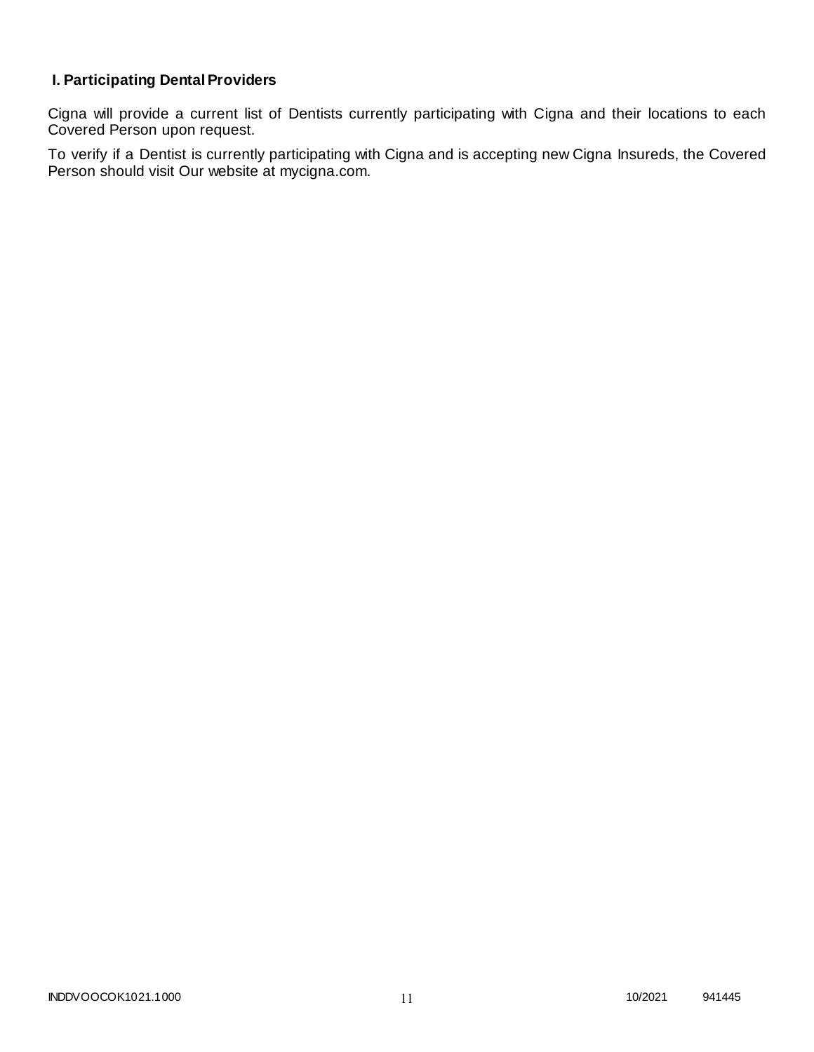## I. Participating Dental Providers

Cigna will provide a current list of Dentists currently participating with Cigna and their locations to each Covered Person upon request.

To verify if a Dentist is currently participating with Cigna and is accepting new Cigna Insureds, the Covered Person should visit Our website at mycigna.com.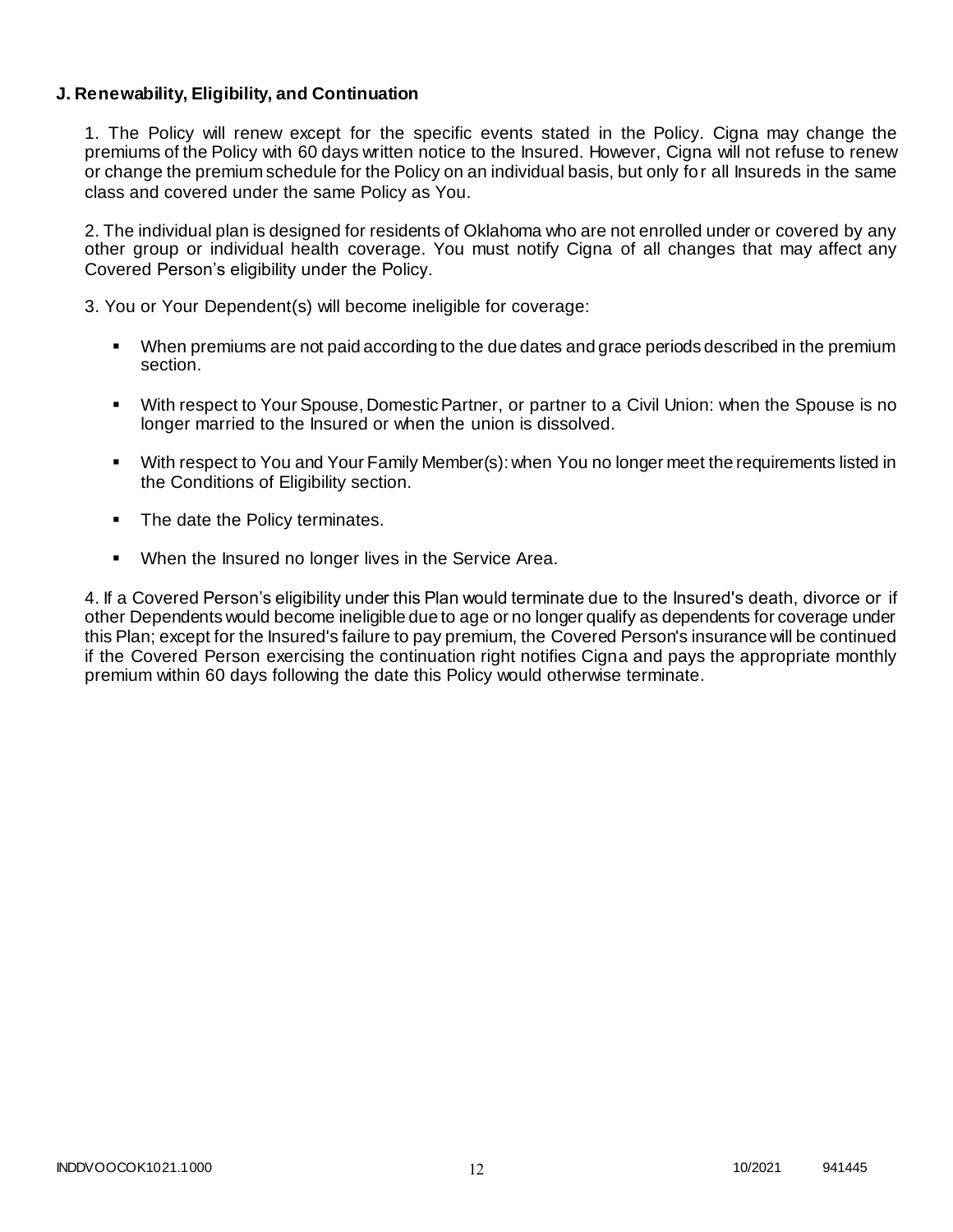**J. Renewability, Eligibility, and Continuation**

1. The Policy will renew except for the specific events stated in the Policy. Cigna may change the premiums of the Policy with 60 days written notice to the Insured. However, Cigna will not refuse to renew or change the premium schedule for the Policy on an individual basis, but only for all Insureds in the same class and covered under the same Policy as You.

2. The individual plan is designed for residents of Oklahoma who are not enrolled under or covered by any other group or individual health coverage. You must notify Cigna of all changes that may affect any Covered Person's eligibility under the Policy.

3. You or Your Dependent(s) will become ineligible for coverage:

- When premiums are not paid according to the due dates and grace periods described in the premium section.
- With respect to Your Spouse, Domestic Partner, or partner to a Civil Union: when the Spouse is no longer married to the Insured or when the union is dissolved.
- With respect to You and Your Family Member(s): when You no longer meet the requirements listed in the Conditions of Eligibility section.
- The date the Policy terminates.
- When the Insured no longer lives in the Service Area.

4. If a Covered Person's eligibility under this Plan would terminate due to the Insured's death, divorce or if other Dependents would become ineligible due to age or no longer qualify as dependents for coverage under this Plan; except for the Insured's failure to pay premium, the Covered Person's insurance will be continued if the Covered Person exercising the continuation right notifies Cigna and pays the appropriate monthly premium within 60 days following the date this Policy would otherwise terminate.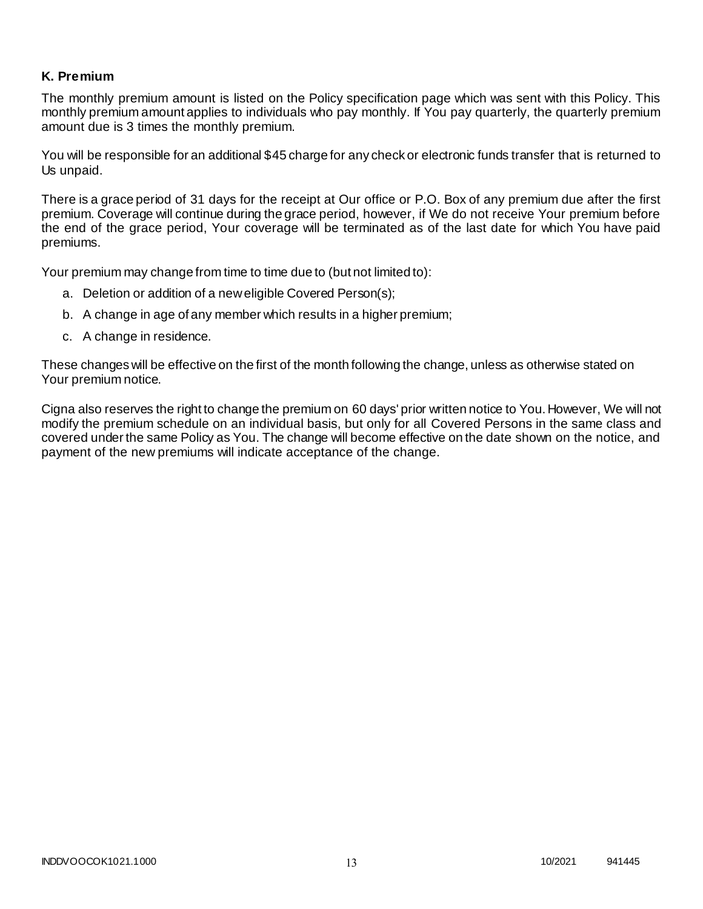**K. Premium**

The monthly premium amount is listed on the Policy specification page which was sent with this Policy. This monthly premium amount applies to individuals who pay monthly. If You pay quarterly, the quarterly premium amount due is 3 times the monthly premium.

You will be responsible for an additional $45 charge for any check or electronic funds transfer that is returned to Us unpaid.

There is a grace period of 31 days for the receipt at Our office or P.O. Box of any premium due after the first premium. Coverage will continue during the grace period, however, if We do not receive Your premium before the end of the grace period, Your coverage will be terminated as of the last date for which You have paid premiums.

Your premium may change from time to time due to (but not limited to):

a. Deletion or addition of a new eligible Covered Person(s);
b. A change in age of any member which results in a higher premium;
c. A change in residence.

These changes will be effective on the first of the month following the change, unless as otherwise stated on Your premium notice.

Cigna also reserves the right to change the premium on 60 days' prior written notice to You. However, We will not modify the premium schedule on an individual basis, but only for all Covered Persons in the same class and covered under the same Policy as You. The change will become effective on the date shown on the notice, and payment of the new premiums will indicate acceptance of the change.